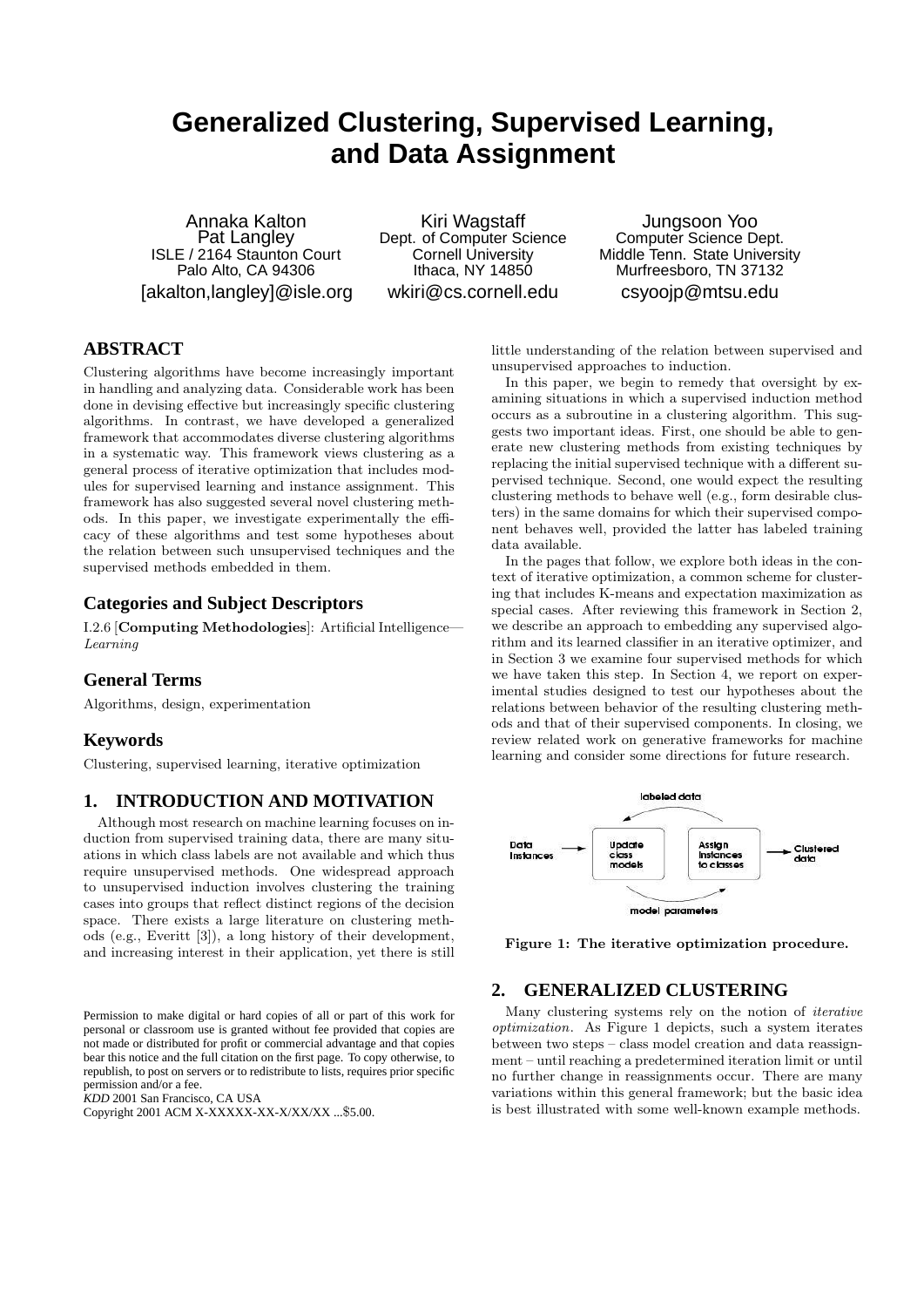# Generalized Clustering, Supervised Learning, and Data Assignment

Annaka Kalton
Pat Langley
ISLE / 2164 Staunton Court
Palo Alto, CA 94306
[akalton,langley]@isle.org

Kiri Wagstaff
Dept. of Computer Science
Cornell University
Ithaca, NY 14850
wkiri@cs.cornell.edu

Jungsoon Yoo
Computer Science Dept.
Middle Tenn. State University
Murfreesboro, TN 37132
csyoojp@mtsu.edu

## ABSTRACT

Clustering algorithms have become increasingly important in handling and analyzing data. Considerable work has been done in devising effective but increasingly specific clustering algorithms. In contrast, we have developed a generalized framework that accommodates diverse clustering algorithms in a systematic way. This framework views clustering as a general process of iterative optimization that includes modules for supervised learning and instance assignment. This framework has also suggested several novel clustering methods. In this paper, we investigate experimentally the efficacy of these algorithms and test some hypotheses about the relation between such unsupervised techniques and the supervised methods embedded in them.

## Categories and Subject Descriptors

I.2.6 [**Computing Methodologies**]: Artificial Intelligence—*Learning*

## General Terms

Algorithms, design, experimentation

## Keywords

Clustering, supervised learning, iterative optimization

## 1. INTRODUCTION AND MOTIVATION

Although most research on machine learning focuses on induction from supervised training data, there are many situations in which class labels are not available and which thus require unsupervised methods. One widespread approach to unsupervised induction involves clustering the training cases into groups that reflect distinct regions of the decision space. There exists a large literature on clustering methods (e.g., Everitt [3]), a long history of their development, and increasing interest in their application, yet there is still little understanding of the relation between supervised and unsupervised approaches to induction.

In this paper, we begin to remedy that oversight by examining situations in which a supervised induction method occurs as a subroutine in a clustering algorithm. This suggests two important ideas. First, one should be able to generate new clustering methods from existing techniques by replacing the initial supervised technique with a different supervised technique. Second, one would expect the resulting clustering methods to behave well (e.g., form desirable clusters) in the same domains for which their supervised component behaves well, provided the latter has labeled training data available.

In the pages that follow, we explore both ideas in the context of iterative optimization, a common scheme for clustering that includes K-means and expectation maximization as special cases. After reviewing this framework in Section 2, we describe an approach to embedding any supervised algorithm and its learned classifier in an iterative optimizer, and in Section 3 we examine four supervised methods for which we have taken this step. In Section 4, we report on experimental studies designed to test our hypotheses about the relations between behavior of the resulting clustering methods and that of their supervised components. In closing, we review related work on generative frameworks for machine learning and consider some directions for future research.

Figure 1: The iterative optimization procedure.

## 2. GENERALIZED CLUSTERING

Many clustering systems rely on the notion of *iterative optimization*. As Figure 1 depicts, such a system iterates between two steps – class model creation and data reassignment – until reaching a predetermined iteration limit or until no further change in reassignments occur. There are many variations within this general framework; but the basic idea is best illustrated with some well-known example methods.

Permission to make digital or hard copies of all or part of this work for personal or classroom use is granted without fee provided that copies are not made or distributed for profit or commercial advantage and that copies bear this notice and the full citation on the first page. To copy otherwise, to republish, to post on servers or to redistribute to lists, requires prior specific permission and/or a fee.
*KDD* 2001 San Francisco, CA USA
Copyright 2001 ACM X-XXXXX-XX-X/XX/XX ...$5.00.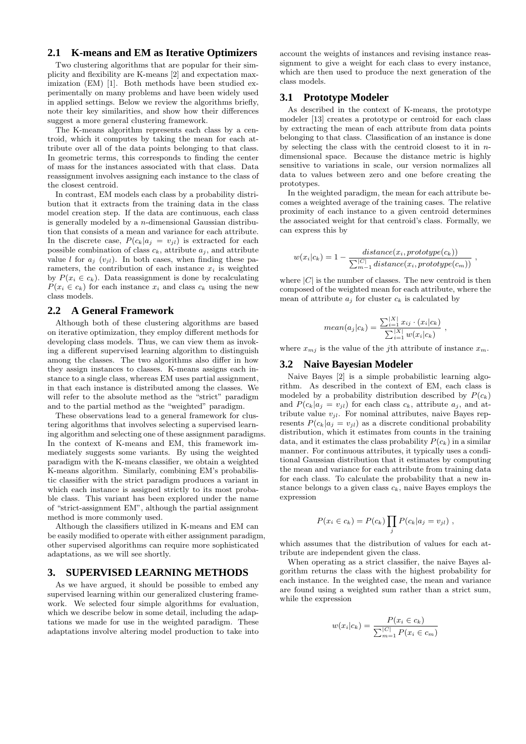## 2.1 K-means and EM as Iterative Optimizers

Two clustering algorithms that are popular for their simplicity and flexibility are K-means [2] and expectation maximization (EM) [1]. Both methods have been studied experimentally on many problems and have been widely used in applied settings. Below we review the algorithms briefly, note their key similarities, and show how their differences suggest a more general clustering framework.

The K-means algorithm represents each class by a centroid, which it computes by taking the mean for each attribute over all of the data points belonging to that class. In geometric terms, this corresponds to finding the center of mass for the instances associated with that class. Data reassignment involves assigning each instance to the class of the closest centroid.

In contrast, EM models each class by a probability distribution that it extracts from the training data in the class model creation step. If the data are continuous, each class is generally modeled by a $n$-dimensional Gaussian distribution that consists of a mean and variance for each attribute. In the discrete case, $P(c_k|a_j = v_{jl})$ is extracted for each possible combination of class $c_k$, attribute $a_j$, and attribute value $l$ for $a_j$ ($v_{jl}$). In both cases, when finding these parameters, the contribution of each instance $x_i$ is weighted by $P(x_i \in c_k)$. Data reassignment is done by recalculating $P(x_i \in c_k)$ for each instance $x_i$ and class $c_k$ using the new class models.

## 2.2 A General Framework

Although both of these clustering algorithms are based on iterative optimization, they employ different methods for developing class models. Thus, we can view them as invoking a different supervised learning algorithm to distinguish among the classes. The two algorithms also differ in how they assign instances to classes. K-means assigns each instance to a single class, whereas EM uses partial assignment, in that each instance is distributed among the classes. We will refer to the absolute method as the "strict" paradigm and to the partial method as the "weighted" paradigm.

These observations lead to a general framework for clustering algorithms that involves selecting a supervised learning algorithm and selecting one of these assignment paradigms. In the context of K-means and EM, this framework immediately suggests some variants. By using the weighted paradigm with the K-means classifier, we obtain a weighted K-means algorithm. Similarly, combining EM's probabilistic classifier with the strict paradigm produces a variant in which each instance is assigned strictly to its most probable class. This variant has been explored under the name of "strict-assignment EM", although the partial assignment method is more commonly used.

Although the classifiers utilized in K-means and EM can be easily modified to operate with either assignment paradigm, other supervised algorithms can require more sophisticated adaptations, as we will see shortly.

# 3. SUPERVISED LEARNING METHODS

As we have argued, it should be possible to embed any supervised learning within our generalized clustering framework. We selected four simple algorithms for evaluation, which we describe below in some detail, including the adaptations we made for use in the weighted paradigm. These adaptations involve altering model production to take into account the weights of instances and revising instance reassignment to give a weight for each class to every instance, which are then used to produce the next generation of the class models.

## 3.1 Prototype Modeler

As described in the context of K-means, the prototype modeler [13] creates a prototype or centroid for each class by extracting the mean of each attribute from data points belonging to that class. Classification of an instance is done by selecting the class with the centroid closest to it in $n$-dimensional space. Because the distance metric is highly sensitive to variations in scale, our version normalizes all data to values between zero and one before creating the prototypes.

In the weighted paradigm, the mean for each attribute becomes a weighted average of the training cases. The relative proximity of each instance to a given centroid determines the associated weight for that centroid's class. Formally, we can express this by

$$w(x_i|c_k) = 1 - \frac{distance(x_i, prototype(c_k))}{\sum_{m-1}^{|C|} distance(x_i, prototype(c_m))} ,$$

where $|C|$ is the number of classes. The new centroid is then composed of the weighted mean for each attribute, where the mean of attribute $a_j$ for cluster $c_k$ is calculated by

$$mean(a_j|c_k) = \frac{\sum_{i=1}^{|X|} x_{ij} \cdot (x_i|c_k)}{\sum_{i=1}^{|X|} w(x_i|c_k)} ,$$

where $x_{mj}$ is the value of the $j$th attribute of instance $x_m$.

## 3.2 Naive Bayesian Modeler

Naive Bayes [2] is a simple probabilistic learning algorithm. As described in the context of EM, each class is modeled by a probability distribution described by $P(c_k)$ and $P(c_k|a_j = v_{jl})$ for each class $c_k$, attribute $a_j$, and attribute value $v_{jl}$. For nominal attributes, naive Bayes represents $P(c_k|a_j = v_{jl})$ as a discrete conditional probability distribution, which it estimates from counts in the training data, and it estimates the class probability $P(c_k)$ in a similar manner. For continuous attributes, it typically uses a conditional Gaussian distribution that it estimates by computing the mean and variance for each attribute from training data for each class. To calculate the probability that a new instance belongs to a given class $c_k$, naive Bayes employs the expression

$$P(x_i \in c_k) = P(c_k) \prod_j P(c_k|a_j = v_{jl}) ,$$

which assumes that the distribution of values for each attribute are independent given the class.

When operating as a strict classifier, the naive Bayes algorithm returns the class with the highest probability for each instance. In the weighted case, the mean and variance are found using a weighted sum rather than a strict sum, while the expression

$$w(x_i|c_k) = \frac{P(x_i \in c_k)}{\sum_{m=1}^{|C|} P(x_i \in c_m)}$$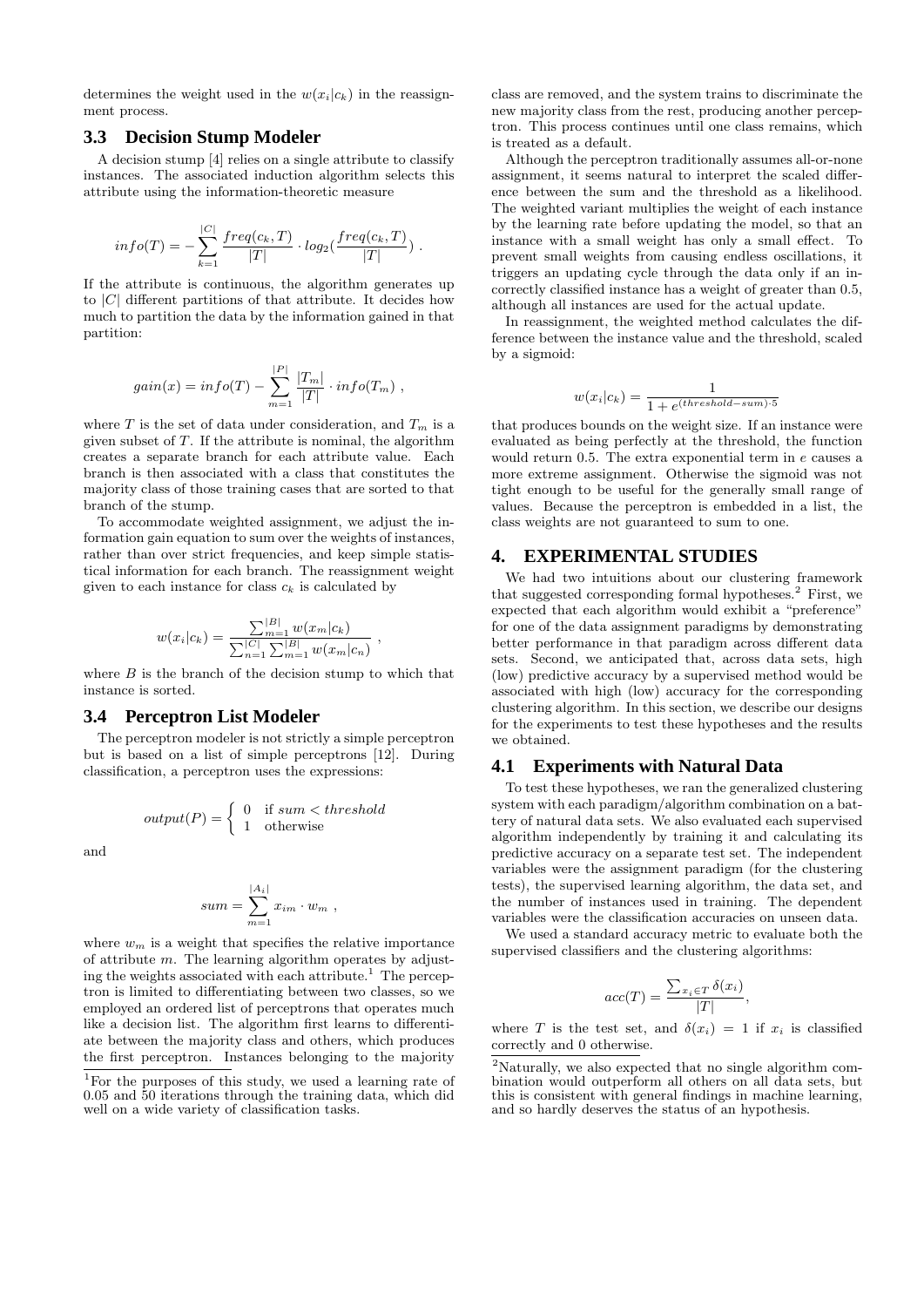determines the weight used in the $w(x_i|c_k)$ in the reassignment process.

### 3.3 Decision Stump Modeler

A decision stump [4] relies on a single attribute to classify instances. The associated induction algorithm selects this attribute using the information-theoretic measure

$$info(T) = -\sum_{k=1}^{|C|} \frac{freq(c_k, T)}{|T|} \cdot log_2(\frac{freq(c_k, T)}{|T|}) \ .$$

If the attribute is continuous, the algorithm generates up to $|C|$ different partitions of that attribute. It decides how much to partition the data by the information gained in that partition:

$$gain(x) = info(T) - \sum_{m=1}^{|P|} \frac{|T_m|}{|T|} \cdot info(T_m) \ ,$$

where $T$ is the set of data under consideration, and $T_m$ is a given subset of $T$. If the attribute is nominal, the algorithm creates a separate branch for each attribute value. Each branch is then associated with a class that constitutes the majority class of those training cases that are sorted to that branch of the stump.

To accommodate weighted assignment, we adjust the information gain equation to sum over the weights of instances, rather than over strict frequencies, and keep simple statistical information for each branch. The reassignment weight given to each instance for class $c_k$ is calculated by

$$w(x_i|c_k) = \frac{\sum_{m=1}^{|B|} w(x_m|c_k)}{\sum_{n=1}^{|C|} \sum_{m=1}^{|B|} w(x_m|c_n)} \ ,$$

where $B$ is the branch of the decision stump to which that instance is sorted.

### 3.4 Perceptron List Modeler

The perceptron modeler is not strictly a simple perceptron but is based on a list of simple perceptrons [12]. During classification, a perceptron uses the expressions:

$$output(P) = \begin{cases} 0 & \text{if } sum < threshold \\ 1 & \text{otherwise} \end{cases}$$

and

$$sum = \sum_{m=1}^{|A_i|} x_{im} \cdot w_m \ ,$$

where $w_m$ is a weight that specifies the relative importance of attribute $m$. The learning algorithm operates by adjusting the weights associated with each attribute.[1] The perceptron is limited to differentiating between two classes, so we employed an ordered list of perceptrons that operates much like a decision list. The algorithm first learns to differentiate between the majority class and others, which produces the first perceptron. Instances belonging to the majority class are removed, and the system trains to discriminate the new majority class from the rest, producing another perceptron. This process continues until one class remains, which is treated as a default.

Although the perceptron traditionally assumes all-or-none assignment, it seems natural to interpret the scaled difference between the sum and the threshold as a likelihood. The weighted variant multiplies the weight of each instance by the learning rate before updating the model, so that an instance with a small weight has only a small effect. To prevent small weights from causing endless oscillations, it triggers an updating cycle through the data only if an incorrectly classified instance has a weight of greater than 0.5, although all instances are used for the actual update.

In reassignment, the weighted method calculates the difference between the instance value and the threshold, scaled by a sigmoid:

$$w(x_i|c_k) = \frac{1}{1 + e^{(threshold - sum) \cdot 5}},$$

that produces bounds on the weight size. If an instance were evaluated as being perfectly at the threshold, the function would return 0.5. The extra exponential term in $e$ causes a more extreme assignment. Otherwise the sigmoid was not tight enough to be useful for the generally small range of values. Because the perceptron is embedded in a list, the class weights are not guaranteed to sum to one.

## 4. EXPERIMENTAL STUDIES

We had two intuitions about our clustering framework that suggested corresponding formal hypotheses.[2] First, we expected that each algorithm would exhibit a "preference" for one of the data assignment paradigms by demonstrating better performance in that paradigm across different data sets. Second, we anticipated that, across data sets, high (low) predictive accuracy by a supervised method would be associated with high (low) accuracy for the corresponding clustering algorithm. In this section, we describe our designs for the experiments to test these hypotheses and the results we obtained.

### 4.1 Experiments with Natural Data

To test these hypotheses, we ran the generalized clustering system with each paradigm/algorithm combination on a battery of natural data sets. We also evaluated each supervised algorithm independently by training it and calculating its predictive accuracy on a separate test set. The independent variables were the assignment paradigm (for the clustering tests), the supervised learning algorithm, the data set, and the number of instances used in training. The dependent variables were the classification accuracies on unseen data.

We used a standard accuracy metric to evaluate both the supervised classifiers and the clustering algorithms:

$$acc(T) = \frac{\sum_{x_i \in T} \delta(x_i)}{|T|},$$

where $T$ is the test set, and $\delta(x_i) = 1$ if $x_i$ is classified correctly and 0 otherwise.

[1] For the purposes of this study, we used a learning rate of 0.05 and 50 iterations through the training data, which did well on a wide variety of classification tasks.

[2] Naturally, we also expected that no single algorithm combination would outperform all others on all data sets, but this is consistent with general findings in machine learning, and so hardly deserves the status of an hypothesis.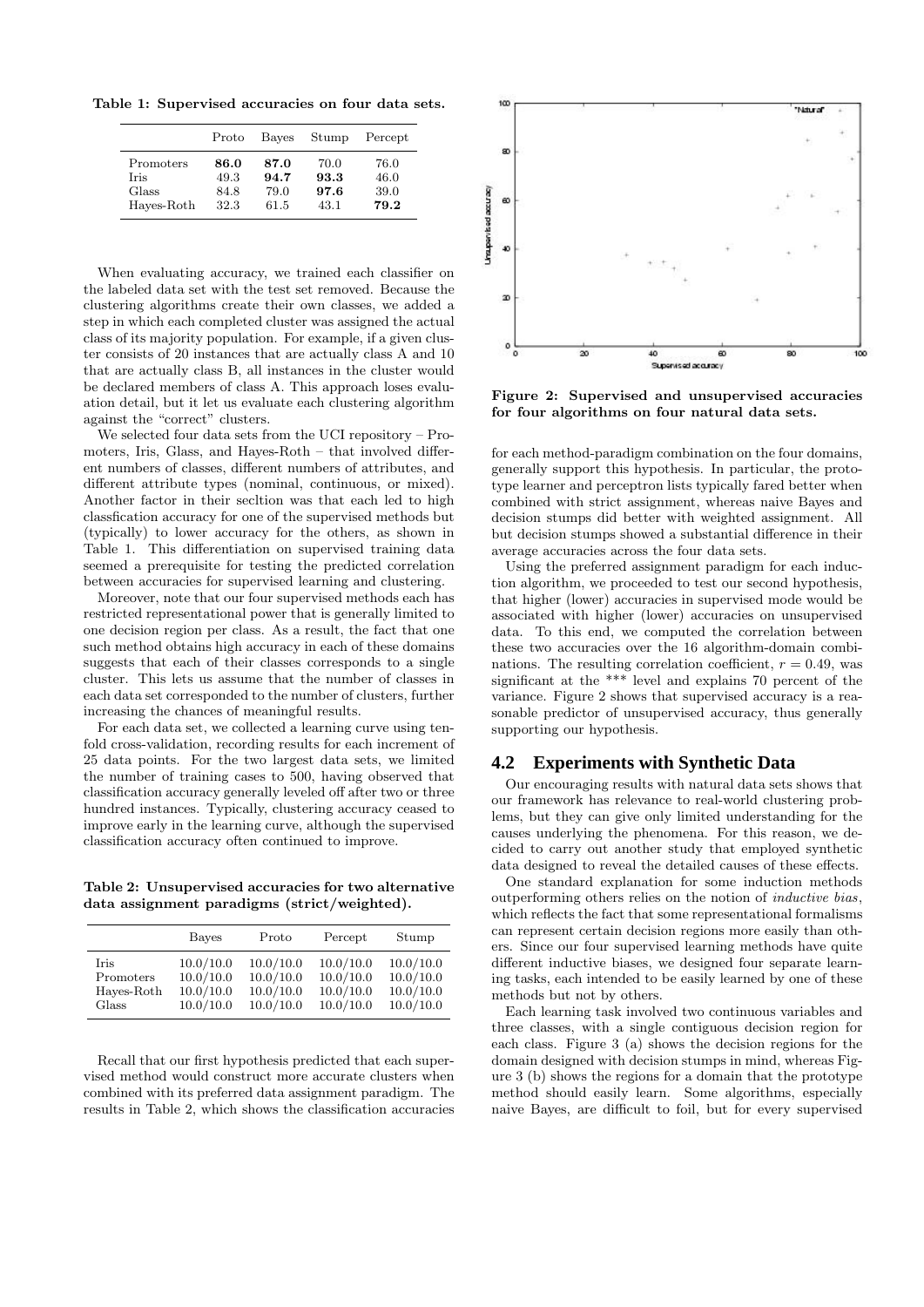**Table 1: Supervised accuracies on four data sets.**

| | Proto | Bayes | Stump | Percept |
|---|---|---|---|---|
| Promoters | **86.0** | **87.0** | 70.0 | 76.0 |
| Iris | 49.3 | **94.7** | **93.3** | 46.0 |
| Glass | 84.8 | 79.0 | **97.6** | 39.0 |
| Hayes-Roth | 32.3 | 61.5 | 43.1 | **79.2** |

When evaluating accuracy, we trained each classifier on the labeled data set with the test set removed. Because the clustering algorithms create their own classes, we added a step in which each completed cluster was assigned the actual class of its majority population. For example, if a given cluster consists of 20 instances that are actually class A and 10 that are actually class B, all instances in the cluster would be declared members of class A. This approach loses evaluation detail, but it let us evaluate each clustering algorithm against the "correct" clusters.

We selected four data sets from the UCI repository – Promoters, Iris, Glass, and Hayes-Roth – that involved different numbers of classes, different numbers of attributes, and different attribute types (nominal, continuous, or mixed). Another factor in their secltion was that each led to high classfication accuracy for one of the supervised methods but (typically) to lower accuracy for the others, as shown in Table 1. This differentiation on supervised training data seemed a prerequisite for testing the predicted correlation between accuracies for supervised learning and clustering.

Moreover, note that our four supervised methods each has restricted representational power that is generally limited to one decision region per class. As a result, the fact that one such method obtains high accuracy in each of these domains suggests that each of their classes corresponds to a single cluster. This lets us assume that the number of classes in each data set corresponded to the number of clusters, further increasing the chances of meaningful results.

For each data set, we collected a learning curve using tenfold cross-validation, recording results for each increment of 25 data points. For the two largest data sets, we limited the number of training cases to 500, having observed that classification accuracy generally leveled off after two or three hundred instances. Typically, clustering accuracy ceased to improve early in the learning curve, although the supervised classification accuracy often continued to improve.

**Table 2: Unsupervised accuracies for two alternative data assignment paradigms (strict/weighted).**

| | Bayes | Proto | Percept | Stump |
|---|---|---|---|---|
| Iris | 10.0/10.0 | 10.0/10.0 | 10.0/10.0 | 10.0/10.0 |
| Promoters | 10.0/10.0 | 10.0/10.0 | 10.0/10.0 | 10.0/10.0 |
| Hayes-Roth | 10.0/10.0 | 10.0/10.0 | 10.0/10.0 | 10.0/10.0 |
| Glass | 10.0/10.0 | 10.0/10.0 | 10.0/10.0 | 10.0/10.0 |

Recall that our first hypothesis predicted that each supervised method would construct more accurate clusters when combined with its preferred data assignment paradigm. The results in Table 2, which shows the classification accuracies for each method-paradigm combination on the four domains, generally support this hypothesis. In particular, the prototype learner and perceptron lists typically fared better when combined with strict assignment, whereas naive Bayes and decision stumps did better with weighted assignment. All but decision stumps showed a substantial difference in their average accuracies across the four data sets.

**Figure 2: Supervised and unsupervised accuracies for four algorithms on four natural data sets.**

Using the preferred assignment paradigm for each induction algorithm, we proceeded to test our second hypothesis, that higher (lower) accuracies in supervised mode would be associated with higher (lower) accuracies on unsupervised data. To this end, we computed the correlation between these two accuracies over the 16 algorithm-domain combinations. The resulting correlation coefficient, $r = 0.49$, was significant at the *** level and explains 70 percent of the variance. Figure 2 shows that supervised accuracy is a reasonable predictor of unsupervised accuracy, thus generally supporting our hypothesis.

## 4.2 Experiments with Synthetic Data

Our encouraging results with natural data sets shows that our framework has relevance to real-world clustering problems, but they can give only limited understanding for the causes underlying the phenomena. For this reason, we decided to carry out another study that employed synthetic data designed to reveal the detailed causes of these effects.

One standard explanation for some induction methods outperforming others relies on the notion of *inductive bias*, which reflects the fact that some representational formalisms can represent certain decision regions more easily than others. Since our four supervised learning methods have quite different inductive biases, we designed four separate learning tasks, each intended to be easily learned by one of these methods but not by others.

Each learning task involved two continuous variables and three classes, with a single contiguous decision region for each class. Figure 3 (a) shows the decision regions for the domain designed with decision stumps in mind, whereas Figure 3 (b) shows the regions for a domain that the prototype method should easily learn. Some algorithms, especially naive Bayes, are difficult to foil, but for every supervised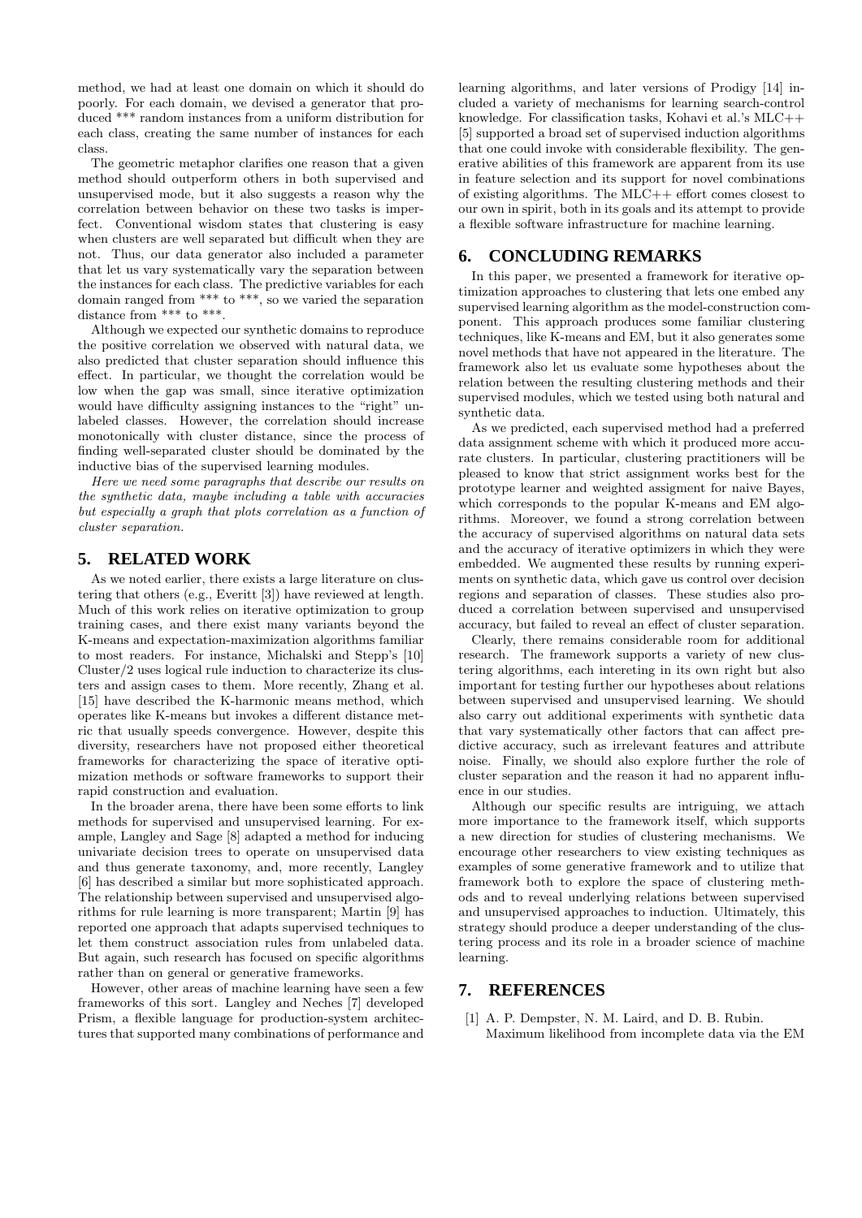method, we had at least one domain on which it should do poorly. For each domain, we devised a generator that produced *** random instances from a uniform distribution for each class, creating the same number of instances for each class.

The geometric metaphor clarifies one reason that a given method should outperform others in both supervised and unsupervised mode, but it also suggests a reason why the correlation between behavior on these two tasks is imperfect. Conventional wisdom states that clustering is easy when clusters are well separated but difficult when they are not. Thus, our data generator also included a parameter that let us vary systematically vary the separation between the instances for each class. The predictive variables for each domain ranged from *** to ***, so we varied the separation distance from *** to ***.

Although we expected our synthetic domains to reproduce the positive correlation we observed with natural data, we also predicted that cluster separation should influence this effect. In particular, we thought the correlation would be low when the gap was small, since iterative optimization would have difficulty assigning instances to the "right" unlabeled classes. However, the correlation should increase monotonically with cluster distance, since the process of finding well-separated cluster should be dominated by the inductive bias of the supervised learning modules.

*Here we need some paragraphs that describe our results on the synthetic data, maybe including a table with accuracies but especially a graph that plots correlation as a function of cluster separation.*

## 5. RELATED WORK

As we noted earlier, there exists a large literature on clustering that others (e.g., Everitt [3]) have reviewed at length. Much of this work relies on iterative optimization to group training cases, and there exist many variants beyond the K-means and expectation-maximization algorithms familiar to most readers. For instance, Michalski and Stepp's [10] Cluster/2 uses logical rule induction to characterize its clusters and assign cases to them. More recently, Zhang et al. [15] have described the K-harmonic means method, which operates like K-means but invokes a different distance metric that usually speeds convergence. However, despite this diversity, researchers have not proposed either theoretical frameworks for characterizing the space of iterative optimization methods or software frameworks to support their rapid construction and evaluation.

In the broader arena, there have been some efforts to link methods for supervised and unsupervised learning. For example, Langley and Sage [8] adapted a method for inducing univariate decision trees to operate on unsupervised data and thus generate taxonomy, and, more recently, Langley [6] has described a similar but more sophisticated approach. The relationship between supervised and unsupervised algorithms for rule learning is more transparent; Martin [9] has reported one approach that adapts supervised techniques to let them construct association rules from unlabeled data. But again, such research has focused on specific algorithms rather than on general or generative frameworks.

However, other areas of machine learning have seen a few frameworks of this sort. Langley and Neches [7] developed Prism, a flexible language for production-system architectures that supported many combinations of performance and learning algorithms, and later versions of Prodigy [14] included a variety of mechanisms for learning search-control knowledge. For classification tasks, Kohavi et al.'s MLC++ [5] supported a broad set of supervised induction algorithms that one could invoke with considerable flexibility. The generative abilities of this framework are apparent from its use in feature selection and its support for novel combinations of existing algorithms. The MLC++ effort comes closest to our own in spirit, both in its goals and its attempt to provide a flexible software infrastructure for machine learning.

## 6. CONCLUDING REMARKS

In this paper, we presented a framework for iterative optimization approaches to clustering that lets one embed any supervised learning algorithm as the model-construction component. This approach produces some familiar clustering techniques, like K-means and EM, but it also generates some novel methods that have not appeared in the literature. The framework also let us evaluate some hypotheses about the relation between the resulting clustering methods and their supervised modules, which we tested using both natural and synthetic data.

As we predicted, each supervised method had a preferred data assignment scheme with which it produced more accurate clusters. In particular, clustering practitioners will be pleased to know that strict assignment works best for the prototype learner and weighted assigment for naive Bayes, which corresponds to the popular K-means and EM algorithms. Moreover, we found a strong correlation between the accuracy of supervised algorithms on natural data sets and the accuracy of iterative optimizers in which they were embedded. We augmented these results by running experiments on synthetic data, which gave us control over decision regions and separation of classes. These studies also produced a correlation between supervised and unsupervised accuracy, but failed to reveal an effect of cluster separation.

Clearly, there remains considerable room for additional research. The framework supports a variety of new clustering algorithms, each intereting in its own right but also important for testing further our hypotheses about relations between supervised and unsupervised learning. We should also carry out additional experiments with synthetic data that vary systematically other factors that can affect predictive accuracy, such as irrelevant features and attribute noise. Finally, we should also explore further the role of cluster separation and the reason it had no apparent influence in our studies.

Although our specific results are intriguing, we attach more importance to the framework itself, which supports a new direction for studies of clustering mechanisms. We encourage other researchers to view existing techniques as examples of some generative framework and to utilize that framework both to explore the space of clustering methods and to reveal underlying relations between supervised and unsupervised approaches to induction. Ultimately, this strategy should produce a deeper understanding of the clustering process and its role in a broader science of machine learning.

## 7. REFERENCES

[1] A. P. Dempster, N. M. Laird, and D. B. Rubin. Maximum likelihood from incomplete data via the EM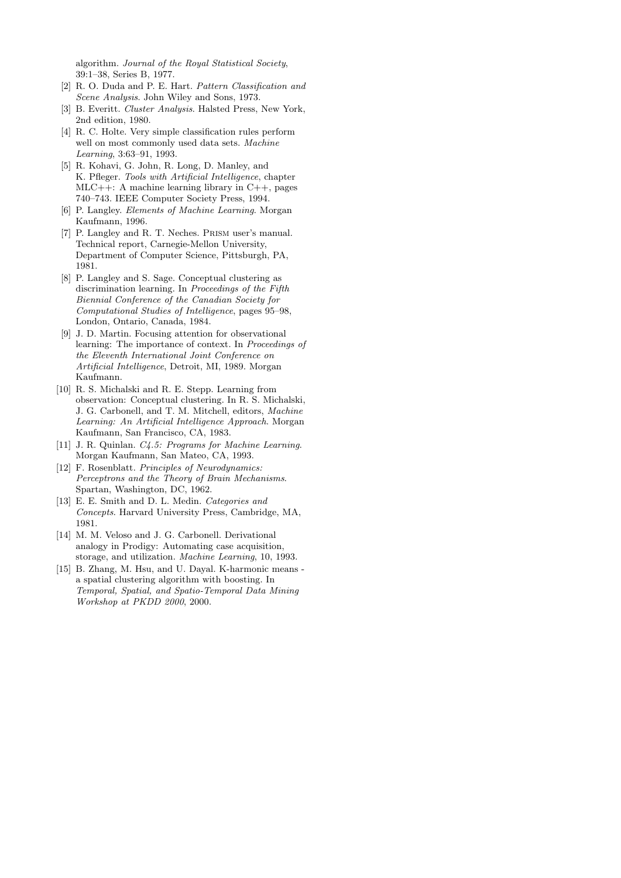algorithm. *Journal of the Royal Statistical Society*, 39:1–38, Series B, 1977.

[2] R. O. Duda and P. E. Hart. *Pattern Classification and Scene Analysis*. John Wiley and Sons, 1973.

[3] B. Everitt. *Cluster Analysis*. Halsted Press, New York, 2nd edition, 1980.

[4] R. C. Holte. Very simple classification rules perform well on most commonly used data sets. *Machine Learning*, 3:63–91, 1993.

[5] R. Kohavi, G. John, R. Long, D. Manley, and K. Pfleger. *Tools with Artificial Intelligence*, chapter MLC++: A machine learning library in C++, pages 740–743. IEEE Computer Society Press, 1994.

[6] P. Langley. *Elements of Machine Learning*. Morgan Kaufmann, 1996.

[7] P. Langley and R. T. Neches. PRISM user's manual. Technical report, Carnegie-Mellon University, Department of Computer Science, Pittsburgh, PA, 1981.

[8] P. Langley and S. Sage. Conceptual clustering as discrimination learning. In *Proceedings of the Fifth Biennial Conference of the Canadian Society for Computational Studies of Intelligence*, pages 95–98, London, Ontario, Canada, 1984.

[9] J. D. Martin. Focusing attention for observational learning: The importance of context. In *Proceedings of the Eleventh International Joint Conference on Artificial Intelligence*, Detroit, MI, 1989. Morgan Kaufmann.

[10] R. S. Michalski and R. E. Stepp. Learning from observation: Conceptual clustering. In R. S. Michalski, J. G. Carbonell, and T. M. Mitchell, editors, *Machine Learning: An Artificial Intelligence Approach*. Morgan Kaufmann, San Francisco, CA, 1983.

[11] J. R. Quinlan. *C4.5: Programs for Machine Learning*. Morgan Kaufmann, San Mateo, CA, 1993.

[12] F. Rosenblatt. *Principles of Neurodynamics: Perceptrons and the Theory of Brain Mechanisms*. Spartan, Washington, DC, 1962.

[13] E. E. Smith and D. L. Medin. *Categories and Concepts*. Harvard University Press, Cambridge, MA, 1981.

[14] M. M. Veloso and J. G. Carbonell. Derivational analogy in Prodigy: Automating case acquisition, storage, and utilization. *Machine Learning*, 10, 1993.

[15] B. Zhang, M. Hsu, and U. Dayal. K-harmonic means - a spatial clustering algorithm with boosting. In *Temporal, Spatial, and Spatio-Temporal Data Mining Workshop at PKDD 2000*, 2000.